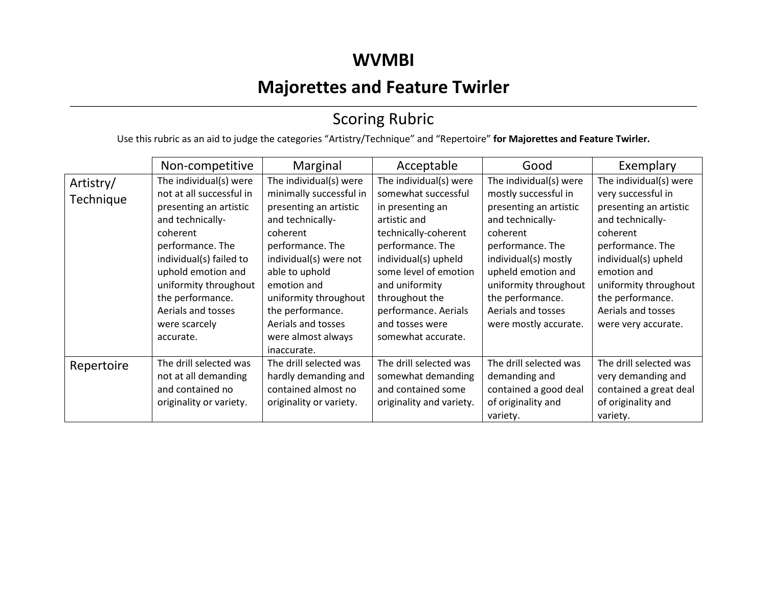# WVMBI

# Majorettes and Feature Twirler

## Scoring Rubric

Use this rubric as an aid to judge the categories "Artistry/Technique" and "Repertoire" **for Majorettes and Feature Twirler.**

| | Non-competitive | Marginal | Acceptable | Good | Exemplary |
|---|---|---|---|---|---|
| Artistry/ Technique | The individual(s) were not at all successful in presenting an artistic and technically-coherent performance. The individual(s) failed to uphold emotion and uniformity throughout the performance. Aerials and tosses were scarcely accurate. | The individual(s) were minimally successful in presenting an artistic and technically-coherent performance. The individual(s) were not able to uphold emotion and uniformity throughout the performance. Aerials and tosses were almost always inaccurate. | The individual(s) were somewhat successful in presenting an artistic and technically-coherent performance. The individual(s) upheld some level of emotion and uniformity throughout the performance. Aerials and tosses were somewhat accurate. | The individual(s) were mostly successful in presenting an artistic and technically-coherent performance. The individual(s) mostly upheld emotion and uniformity throughout the performance. Aerials and tosses were mostly accurate. | The individual(s) were very successful in presenting an artistic and technically-coherent performance. The individual(s) upheld emotion and uniformity throughout the performance. Aerials and tosses were very accurate. |
| Repertoire | The drill selected was not at all demanding and contained no originality or variety. | The drill selected was hardly demanding and contained almost no originality or variety. | The drill selected was somewhat demanding and contained some originality and variety. | The drill selected was demanding and contained a good deal of originality and variety. | The drill selected was very demanding and contained a great deal of originality and variety. |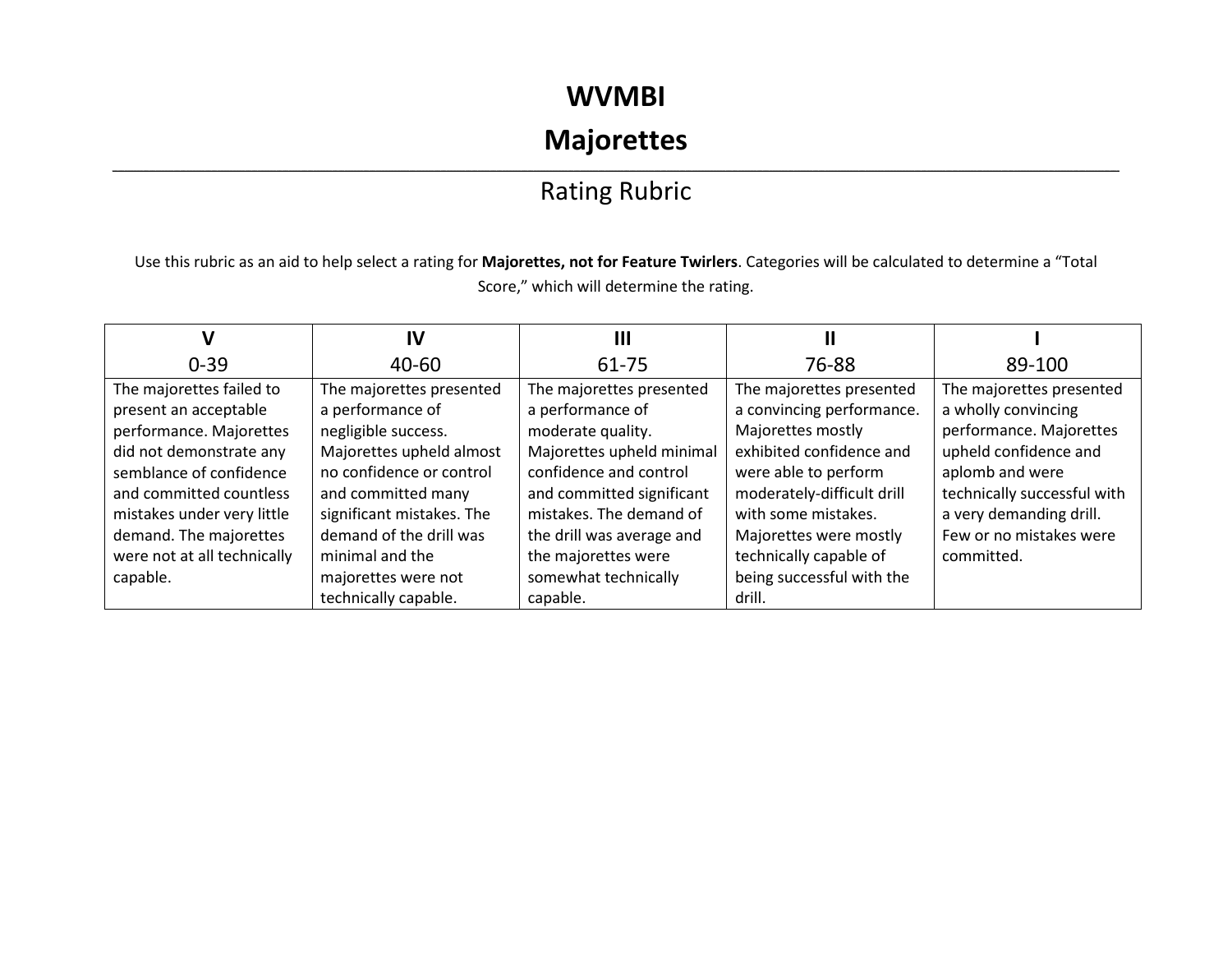# WVMBI

# Majorettes

## Rating Rubric

Use this rubric as an aid to help select a rating for **Majorettes, not for Feature Twirlers**. Categories will be calculated to determine a "Total Score," which will determine the rating.

| V<br>0-39 | IV<br>40-60 | III<br>61-75 | II<br>76-88 | I<br>89-100 |
|---|---|---|---|---|
| The majorettes failed to present an acceptable performance. Majorettes did not demonstrate any semblance of confidence and committed countless mistakes under very little demand. The majorettes were not at all technically capable. | The majorettes presented a performance of negligible success. Majorettes upheld almost no confidence or control and committed many significant mistakes. The demand of the drill was minimal and the majorettes were not technically capable. | The majorettes presented a performance of moderate quality. Majorettes upheld minimal confidence and control and committed significant mistakes. The demand of the drill was average and the majorettes were somewhat technically capable. | The majorettes presented a convincing performance. Majorettes mostly exhibited confidence and were able to perform moderately-difficult drill with some mistakes. Majorettes were mostly technically capable of being successful with the drill. | The majorettes presented a wholly convincing performance. Majorettes upheld confidence and aplomb and were technically successful with a very demanding drill. Few or no mistakes were committed. |